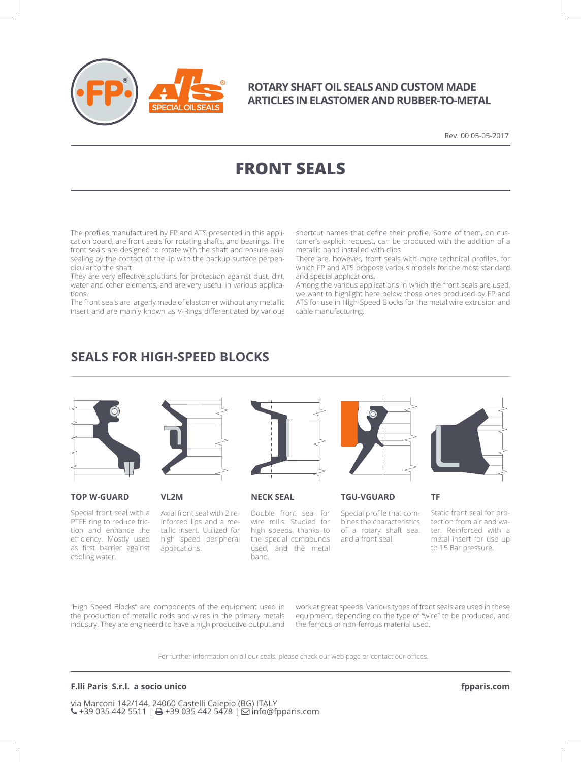**ROTARY SHAFT OIL SEALS AND CUSTOM MADE ARTICLES IN ELASTOMER AND RUBBER-TO-METAL**

Rev. 00 05-05-2017

# FRONT SEALS

The profiles manufactured by FP and ATS presented in this application board, are front seals for rotating shafts, and bearings. The front seals are designed to rotate with the shaft and ensure axial sealing by the contact of the lip with the backup surface perpendicular to the shaft.

They are very effective solutions for protection against dust, dirt, water and other elements, and are very useful in various applications.

The front seals are largerly made of elastomer without any metallic insert and are mainly known as V-Rings differentiated by various shortcut names that define their profile. Some of them, on customer's explicit request, can be produced with the addition of a metallic band installed with clips.

There are, however, front seals with more technical profiles, for which FP and ATS propose various models for the most standard and special applications.

Among the various applications in which the front seals are used, we want to highlight here below those ones produced by FP and ATS for use in High-Speed Blocks for the metal wire extrusion and cable manufacturing.

## SEALS FOR HIGH-SPEED BLOCKS

**TOP W-GUARD**

Special front seal with a PTFE ring to reduce friction and enhance the efficiency. Mostly used as first barrier against cooling water.

**VL2M**

Axial front seal with 2 reinforced lips and a metallic insert. Utilized for high speed peripheral applications.

**NECK SEAL**

Double front seal for wire mills. Studied for high speeds, thanks to the special compounds used, and the metal band.

**TGU-VGUARD**

Special profile that combines the characteristics of a rotary shaft seal and a front seal.

**TF**

Static front seal for protection from air and water. Reinforced with a metal insert for use up to 15 Bar pressure.

"High Speed Blocks" are components of the equipment used in the production of metallic rods and wires in the primary metals industry. They are engineerd to have a high productive output and work at great speeds. Various types of front seals are used in these equipment, depending on the type of "wire" to be produced, and the ferrous or non-ferrous material used.

For further information on all our seals, please check our web page or contact our offices.

**F.lli Paris S.r.l. a socio unico**

**fpparis.com**

via Marconi 142/144, 24060 Castelli Calepio (BG) ITALY
+39 035 442 5511 | +39 035 442 5478 | info@fpparis.com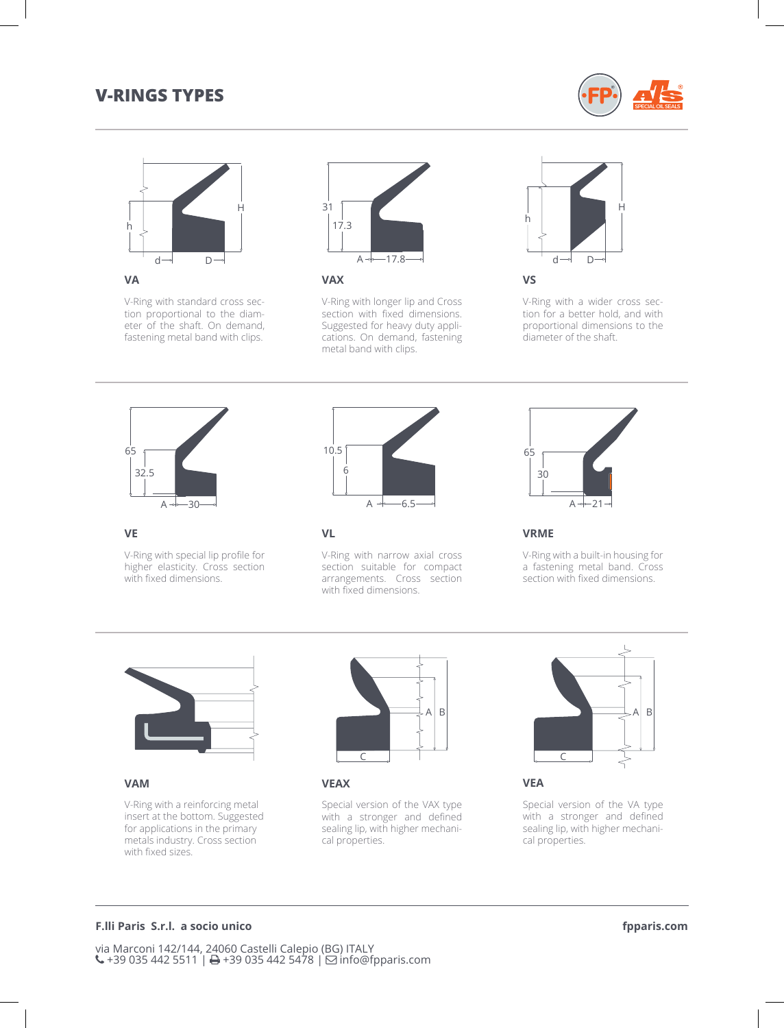# V-RINGS TYPES

H
h
d
D

### VA

V-Ring with standard cross section proportional to the diameter of the shaft. On demand, fastening metal band with clips.

31
17.3
A
17.8

### VAX

V-Ring with longer lip and Cross section with fixed dimensions. Suggested for heavy duty applications. On demand, fastening metal band with clips.

H
h
d
D

### VS

V-Ring with a wider cross section for a better hold, and with proportional dimensions to the diameter of the shaft.

65
32.5
A
30

### VE

V-Ring with special lip profile for higher elasticity. Cross section with fixed dimensions.

10.5
6
A
6.5

### VL

V-Ring with narrow axial cross section suitable for compact arrangements. Cross section with fixed dimensions.

65
30
A
21

### VRME

V-Ring with a built-in housing for a fastening metal band. Cross section with fixed dimensions.

### VAM

V-Ring with a reinforcing metal insert at the bottom. Suggested for applications in the primary metals industry. Cross section with fixed sizes.

A
B
C

### VEAX

Special version of the VAX type with a stronger and defined sealing lip, with higher mechanical properties.

A
B
C

### VEA

Special version of the VA type with a stronger and defined sealing lip, with higher mechanical properties.

**F.lli Paris S.r.l. a socio unico**

**fpparis.com**

via Marconi 142/144, 24060 Castelli Calepio (BG) ITALY
+39 035 442 5511 | +39 035 442 5478 | info@fpparis.com